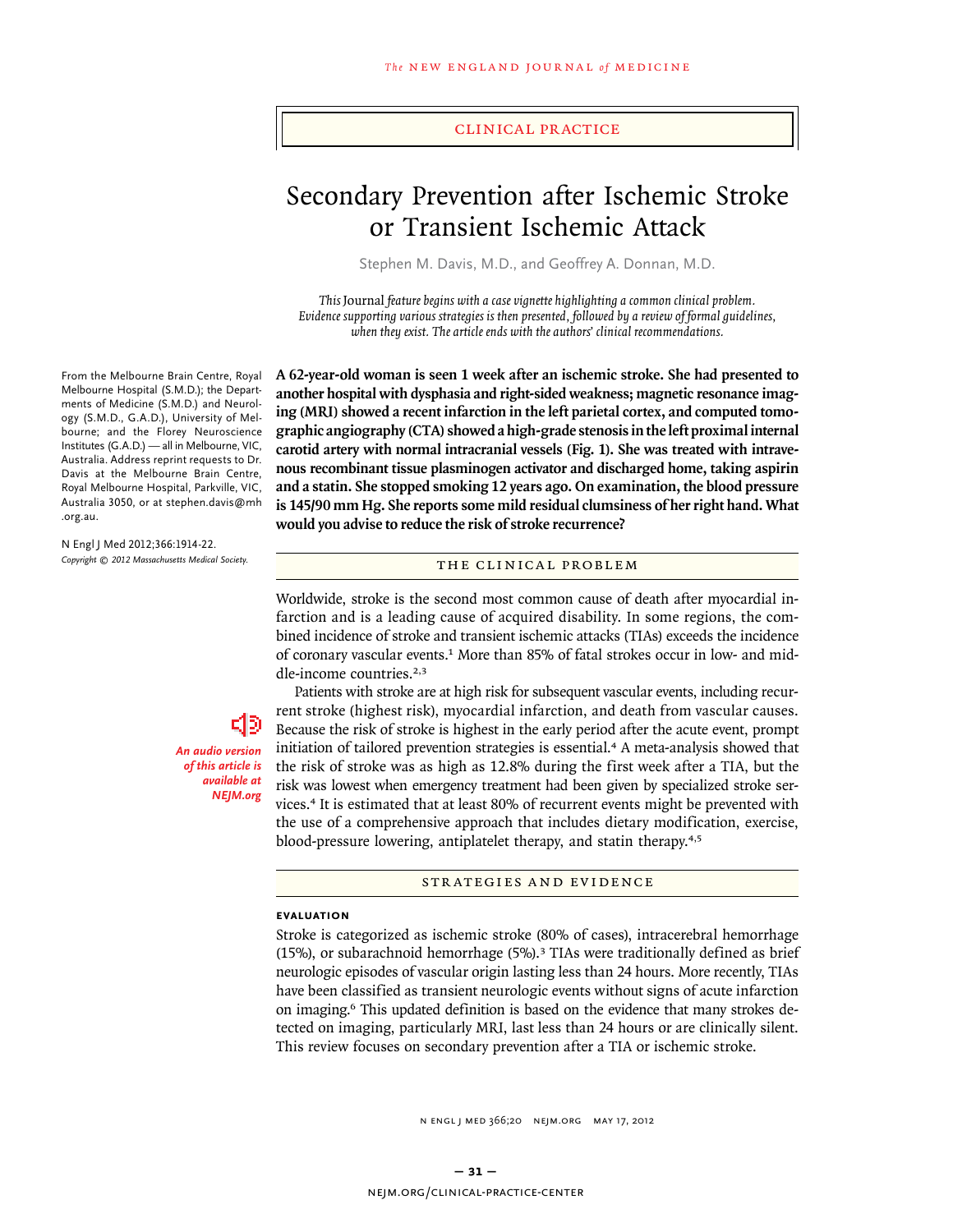CLINICAL PRACTICE

# Secondary Prevention after Ischemic Stroke or Transient Ischemic Attack

Stephen M. Davis, M.D., and Geoffrey A. Donnan, M.D.

*This* Journal *feature begins with a case vignette highlighting a common clinical problem. Evidence supporting various strategies is then presented, followed by a review of formal guidelines, when they exist. The article ends with the authors' clinical recommendations.*

From the Melbourne Brain Centre, Royal Melbourne Hospital (S.M.D.); the Departments of Medicine (S.M.D.) and Neurology (S.M.D., G.A.D.), University of Melbourne; and the Florey Neuroscience Institutes (G.A.D.) — all in Melbourne, VIC, Australia. Address reprint requests to Dr. Davis at the Melbourne Brain Centre, Royal Melbourne Hospital, Parkville, VIC, Australia 3050, or at stephen.davis@mh.org.au.

N Engl J Med 2012;366:1914-22.
*Copyright © 2012 Massachusetts Medical Society.*

*An audio version of this article is available at NEJM.org*

**A 62-year-old woman is seen 1 week after an ischemic stroke. She had presented to another hospital with dysphasia and right-sided weakness; magnetic resonance imaging (MRI) showed a recent infarction in the left parietal cortex, and computed tomographic angiography (CTA) showed a high-grade stenosis in the left proximal internal carotid artery with normal intracranial vessels (Fig. 1). She was treated with intravenous recombinant tissue plasminogen activator and discharged home, taking aspirin and a statin. She stopped smoking 12 years ago. On examination, the blood pressure is 145/90 mm Hg. She reports some mild residual clumsiness of her right hand. What would you advise to reduce the risk of stroke recurrence?**

## THE CLINICAL PROBLEM

Worldwide, stroke is the second most common cause of death after myocardial infarction and is a leading cause of acquired disability. In some regions, the combined incidence of stroke and transient ischemic attacks (TIAs) exceeds the incidence of coronary vascular events.[1] More than 85% of fatal strokes occur in low- and middle-income countries.[2,3]

Patients with stroke are at high risk for subsequent vascular events, including recurrent stroke (highest risk), myocardial infarction, and death from vascular causes. Because the risk of stroke is highest in the early period after the acute event, prompt initiation of tailored prevention strategies is essential.[4] A meta-analysis showed that the risk of stroke was as high as 12.8% during the first week after a TIA, but the risk was lowest when emergency treatment had been given by specialized stroke services.[4] It is estimated that at least 80% of recurrent events might be prevented with the use of a comprehensive approach that includes dietary modification, exercise, blood-pressure lowering, antiplatelet therapy, and statin therapy.[4,5]

## STRATEGIES AND EVIDENCE

### EVALUATION

Stroke is categorized as ischemic stroke (80% of cases), intracerebral hemorrhage (15%), or subarachnoid hemorrhage (5%).[3] TIAs were traditionally defined as brief neurologic episodes of vascular origin lasting less than 24 hours. More recently, TIAs have been classified as transient neurologic events without signs of acute infarction on imaging.[6] This updated definition is based on the evidence that many strokes detected on imaging, particularly MRI, last less than 24 hours or are clinically silent. This review focuses on secondary prevention after a TIA or ischemic stroke.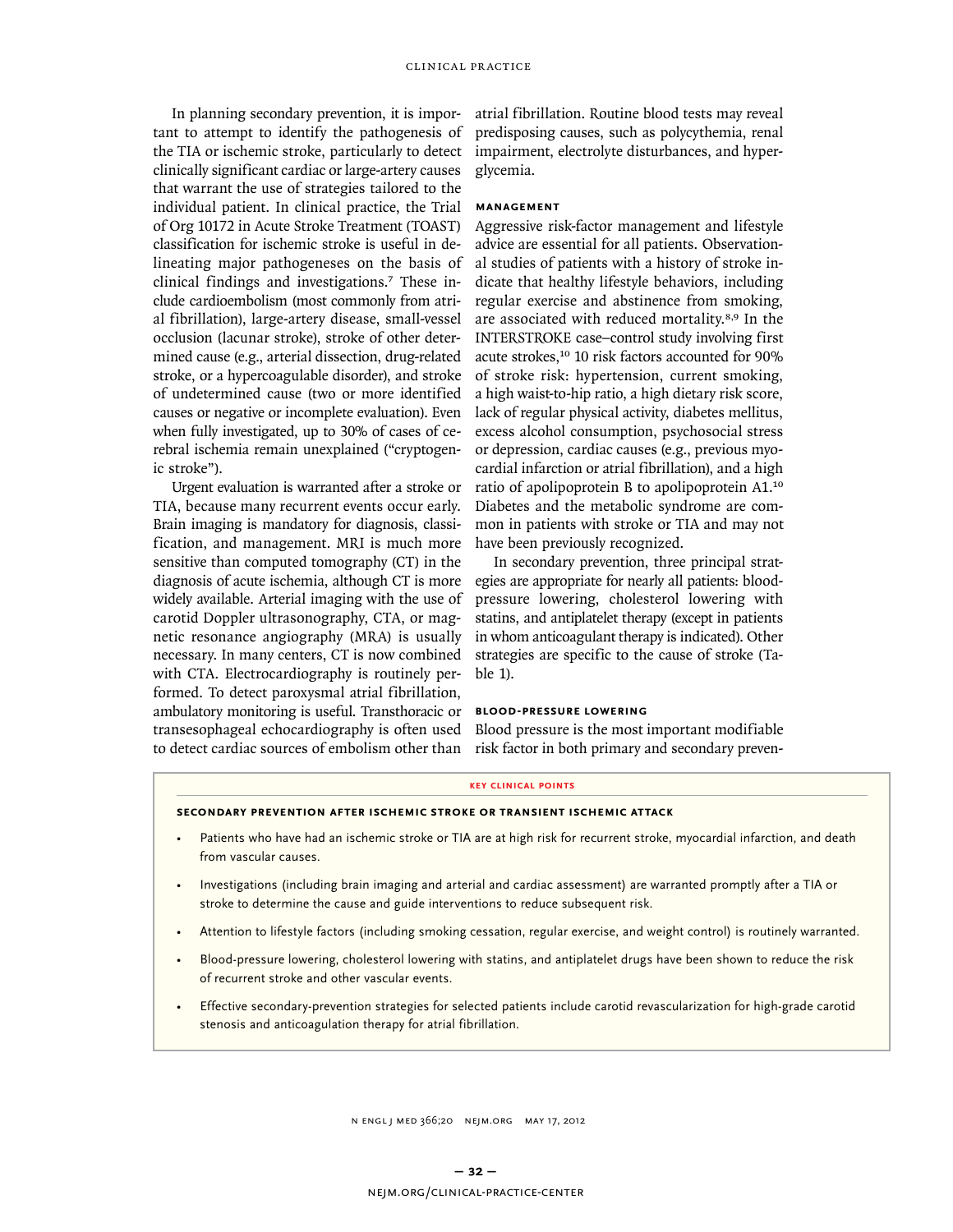In planning secondary prevention, it is important to attempt to identify the pathogenesis of the TIA or ischemic stroke, particularly to detect clinically significant cardiac or large-artery causes that warrant the use of strategies tailored to the individual patient. In clinical practice, the Trial of Org 10172 in Acute Stroke Treatment (TOAST) classification for ischemic stroke is useful in delineating major pathogeneses on the basis of clinical findings and investigations.[7] These include cardioembolism (most commonly from atrial fibrillation), large-artery disease, small-vessel occlusion (lacunar stroke), stroke of other determined cause (e.g., arterial dissection, drug-related stroke, or a hypercoagulable disorder), and stroke of undetermined cause (two or more identified causes or negative or incomplete evaluation). Even when fully investigated, up to 30% of cases of cerebral ischemia remain unexplained ("cryptogenic stroke").

Urgent evaluation is warranted after a stroke or TIA, because many recurrent events occur early. Brain imaging is mandatory for diagnosis, classification, and management. MRI is much more sensitive than computed tomography (CT) in the diagnosis of acute ischemia, although CT is more widely available. Arterial imaging with the use of carotid Doppler ultrasonography, CTA, or magnetic resonance angiography (MRA) is usually necessary. In many centers, CT is now combined with CTA. Electrocardiography is routinely performed. To detect paroxysmal atrial fibrillation, ambulatory monitoring is useful. Transthoracic or transesophageal echocardiography is often used to detect cardiac sources of embolism other than atrial fibrillation. Routine blood tests may reveal predisposing causes, such as polycythemia, renal impairment, electrolyte disturbances, and hyperglycemia.

## MANAGEMENT

Aggressive risk-factor management and lifestyle advice are essential for all patients. Observational studies of patients with a history of stroke indicate that healthy lifestyle behaviors, including regular exercise and abstinence from smoking, are associated with reduced mortality.[8,9] In the INTERSTROKE case–control study involving first acute strokes,[10] 10 risk factors accounted for 90% of stroke risk: hypertension, current smoking, a high waist-to-hip ratio, a high dietary risk score, lack of regular physical activity, diabetes mellitus, excess alcohol consumption, psychosocial stress or depression, cardiac causes (e.g., previous myocardial infarction or atrial fibrillation), and a high ratio of apolipoprotein B to apolipoprotein A1.[10] Diabetes and the metabolic syndrome are common in patients with stroke or TIA and may not have been previously recognized.

In secondary prevention, three principal strategies are appropriate for nearly all patients: blood-pressure lowering, cholesterol lowering with statins, and antiplatelet therapy (except in patients in whom anticoagulant therapy is indicated). Other strategies are specific to the cause of stroke (Table 1).

## BLOOD-PRESSURE LOWERING

Blood pressure is the most important modifiable risk factor in both primary and secondary preven-

**KEY CLINICAL POINTS**

**SECONDARY PREVENTION AFTER ISCHEMIC STROKE OR TRANSIENT ISCHEMIC ATTACK**

- Patients who have had an ischemic stroke or TIA are at high risk for recurrent stroke, myocardial infarction, and death from vascular causes.
- Investigations (including brain imaging and arterial and cardiac assessment) are warranted promptly after a TIA or stroke to determine the cause and guide interventions to reduce subsequent risk.
- Attention to lifestyle factors (including smoking cessation, regular exercise, and weight control) is routinely warranted.
- Blood-pressure lowering, cholesterol lowering with statins, and antiplatelet drugs have been shown to reduce the risk of recurrent stroke and other vascular events.
- Effective secondary-prevention strategies for selected patients include carotid revascularization for high-grade carotid stenosis and anticoagulation therapy for atrial fibrillation.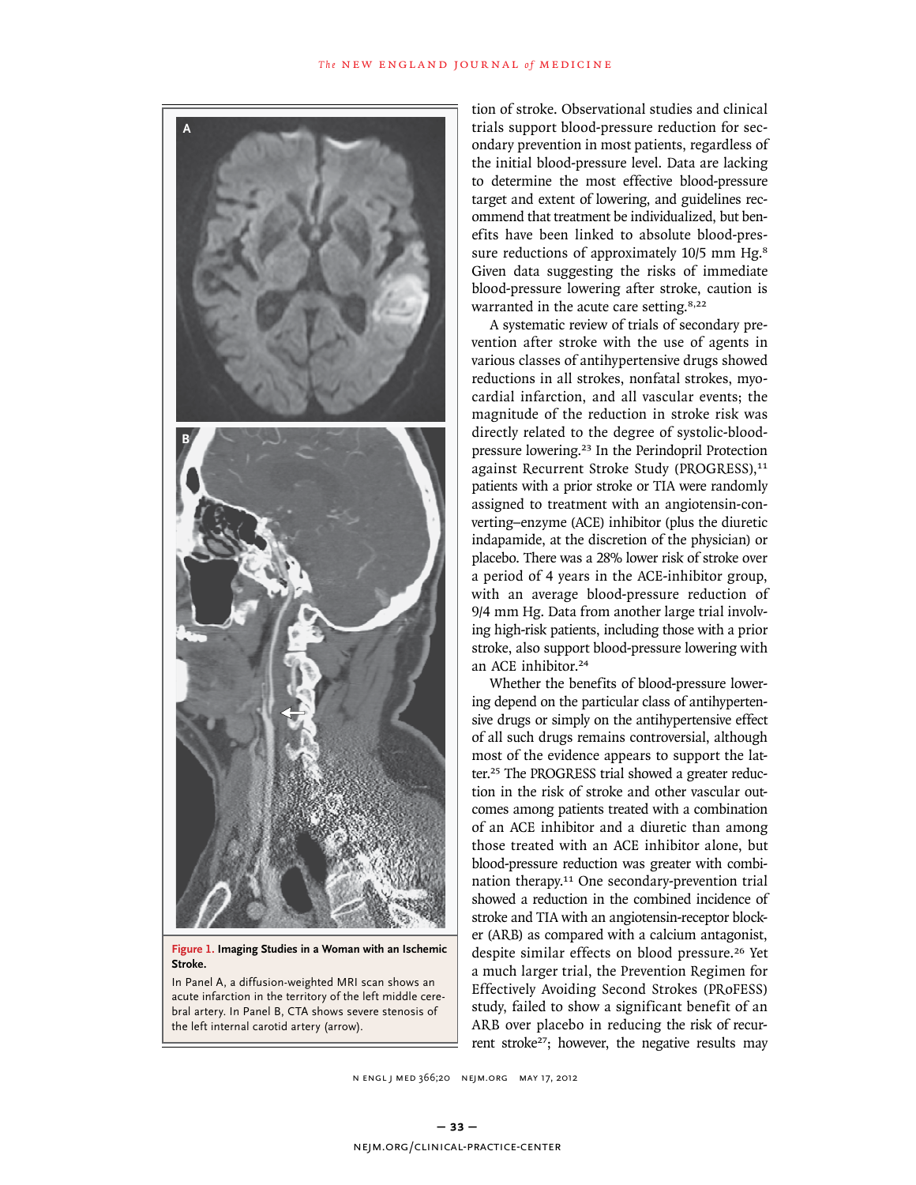Figure 1. **Imaging Studies in a Woman with an Ischemic Stroke.**

In Panel A, a diffusion-weighted MRI scan shows an acute infarction in the territory of the left middle cerebral artery. In Panel B, CTA shows severe stenosis of the left internal carotid artery (arrow).

tion of stroke. Observational studies and clinical trials support blood-pressure reduction for secondary prevention in most patients, regardless of the initial blood-pressure level. Data are lacking to determine the most effective blood-pressure target and extent of lowering, and guidelines recommend that treatment be individualized, but benefits have been linked to absolute blood-pressure reductions of approximately 10/5 mm Hg.[8] Given data suggesting the risks of immediate blood-pressure lowering after stroke, caution is warranted in the acute care setting.[8,22]

A systematic review of trials of secondary prevention after stroke with the use of agents in various classes of antihypertensive drugs showed reductions in all strokes, nonfatal strokes, myocardial infarction, and all vascular events; the magnitude of the reduction in stroke risk was directly related to the degree of systolic-blood-pressure lowering.[23] In the Perindopril Protection against Recurrent Stroke Study (PROGRESS),[11] patients with a prior stroke or TIA were randomly assigned to treatment with an angiotensin-converting–enzyme (ACE) inhibitor (plus the diuretic indapamide, at the discretion of the physician) or placebo. There was a 28% lower risk of stroke over a period of 4 years in the ACE-inhibitor group, with an average blood-pressure reduction of 9/4 mm Hg. Data from another large trial involving high-risk patients, including those with a prior stroke, also support blood-pressure lowering with an ACE inhibitor.[24]

Whether the benefits of blood-pressure lowering depend on the particular class of antihypertensive drugs or simply on the antihypertensive effect of all such drugs remains controversial, although most of the evidence appears to support the latter.[25] The PROGRESS trial showed a greater reduction in the risk of stroke and other vascular outcomes among patients treated with a combination of an ACE inhibitor and a diuretic than among those treated with an ACE inhibitor alone, but blood-pressure reduction was greater with combination therapy.[11] One secondary-prevention trial showed a reduction in the combined incidence of stroke and TIA with an angiotensin-receptor blocker (ARB) as compared with a calcium antagonist, despite similar effects on blood pressure.[26] Yet a much larger trial, the Prevention Regimen for Effectively Avoiding Second Strokes (PRoFESS) study, failed to show a significant benefit of an ARB over placebo in reducing the risk of recurrent stroke[27]; however, the negative results may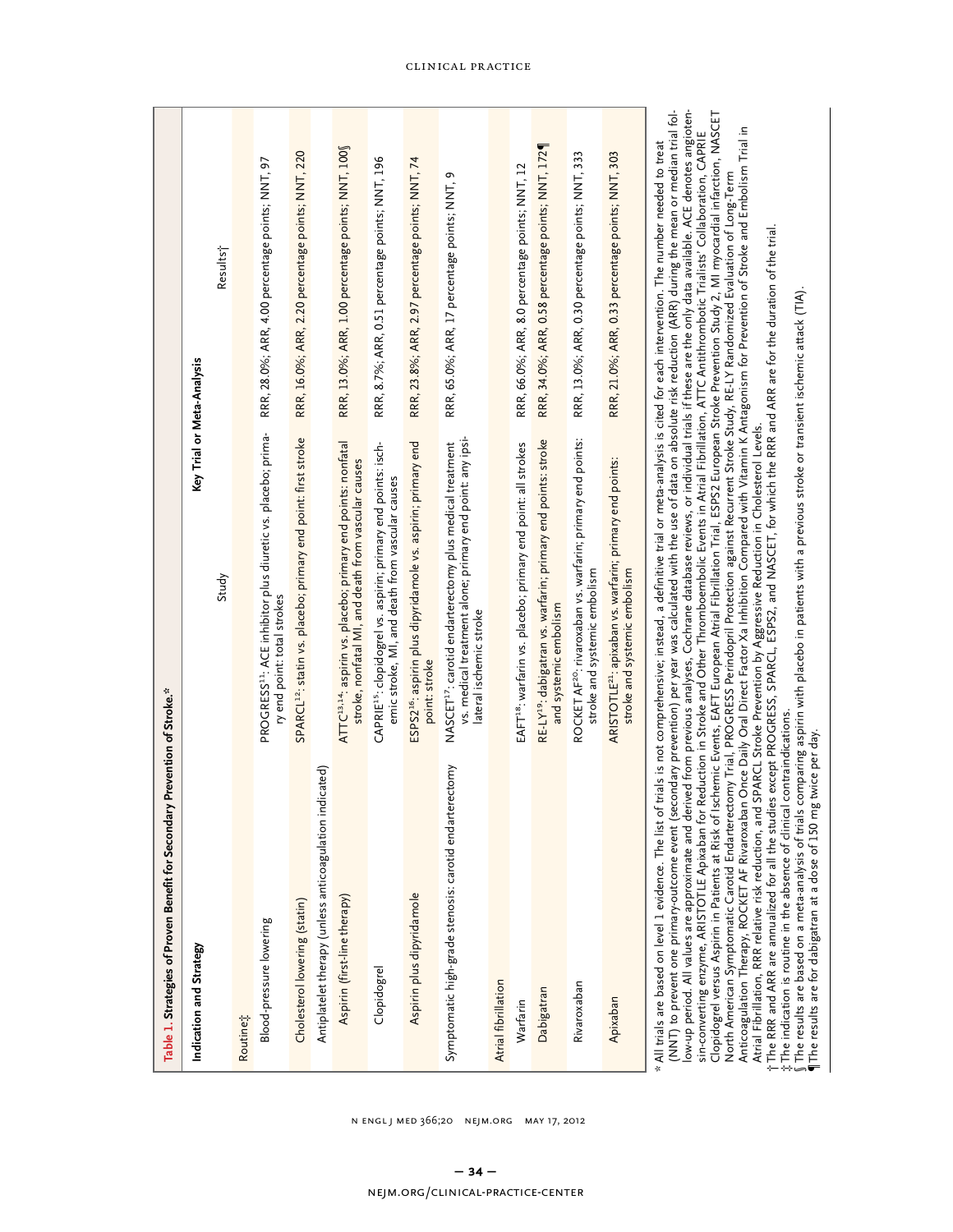**Table 1. Strategies of Proven Benefit for Secondary Prevention of Stroke.***

| Indication and Strategy | Key Trial or Meta-Analysis | |
|---|---|---|
| | Study | Results† |
| **Routine‡** | | |
| Blood-pressure lowering | PROGRESS[11]: ACE inhibitor plus diuretic vs. placebo; primary end point: total strokes | RRR, 28.0%; ARR, 4.00 percentage points; NNT, 97 |
| Cholesterol lowering (statin) | SPARCL[12]: statin vs. placebo; primary end point: first stroke | RRR, 16.0%; ARR, 2.20 percentage points; NNT, 220 |
| Antiplatelet therapy (unless anticoagulation indicated) | | |
| Aspirin (first-line therapy) | ATTC[13,14]: aspirin vs. placebo; primary end points: nonfatal stroke, nonfatal MI, and death from vascular causes | RRR, 13.0%; ARR, 1.00 percentage points; NNT, 100§ |
| Clopidogrel | CAPRIE[15]: clopidogrel vs. aspirin; primary end points: ischemic stroke, MI, and death from vascular causes | RRR, 8.7%; ARR, 0.51 percentage points; NNT, 196 |
| Aspirin plus dipyridamole | ESPS2[16]: aspirin plus dipyridamole vs. aspirin; primary end point: stroke | RRR, 23.8%; ARR, 2.97 percentage points; NNT, 74 |
| Symptomatic high-grade stenosis: carotid endarterectomy | NASCET[17]: carotid endarterectomy plus medical treatment vs. medical treatment alone; primary end point: any ipsilateral ischemic stroke | RRR, 65.0%; ARR, 17 percentage points; NNT, 9 |
| **Atrial fibrillation** | | |
| Warfarin | EAFT[18]: warfarin vs. placebo; primary end point: all strokes | RRR, 66.0%; ARR, 8.0 percentage points; NNT, 12 |
| Dabigatran | RE-LY[19]: dabigatran vs. warfarin; primary end points: stroke and systemic embolism | RRR, 34.0%; ARR, 0.58 percentage points; NNT, 172¶ |
| Rivaroxaban | ROCKET AF[20]: rivaroxaban vs. warfarin; primary end points: stroke and systemic embolism | RRR, 13.0%; ARR, 0.30 percentage points; NNT, 333 |
| Apixaban | ARISTOTLE[21]: apixaban vs. warfarin; primary end points: stroke and systemic embolism | RRR, 21.0%; ARR, 0.33 percentage points; NNT, 303 |

\* All trials are based on level 1 evidence. The list of trials is not comprehensive; instead, a definitive trial or meta-analysis is cited for each intervention. The number needed to treat (NNT) to prevent one primary-outcome event (secondary prevention) per year was calculated with the use of data on absolute risk reduction (ARR) during the mean or median trial follow-up period. All values are approximate and derived from previous analyses, Cochrane database reviews, or individual trials if these are the only data available. ACE denotes angiotensin-converting enzyme, ARISTOTLE Apixaban for Reduction in Stroke and Other Thromboembolic Events in Atrial Fibrillation, ATTC Antithrombotic Trialists' Collaboration, CAPRIE Clopidogrel versus Aspirin in Patients at Risk of Ischemic Events, EAFT European Atrial Fibrillation Trial, ESPS2 European Stroke Prevention Study 2, MI myocardial infarction, NASCET North American Symptomatic Carotid Endarterectomy Trial, PROGRESS Perindopril Protection against Recurrent Stroke Study, RE-LY Randomized Evaluation of Long-Term Anticoagulation Therapy, ROCKET AF Rivaroxaban Once Daily Oral Direct Factor Xa Inhibition Compared with Vitamin K Antagonism for Prevention of Stroke and Embolism Trial in Atrial Fibrillation, RRR relative risk reduction, and SPARCL Stroke Prevention by Aggressive Reduction in Cholesterol Levels.

† The RRR and ARR are annualized for all the studies except PROGRESS, SPARCL, ESPS2, and NASCET, for which the RRR and ARR are for the duration of the trial.

‡ The indication is routine in the absence of clinical contraindications.

§ The results are based on a meta-analysis of trials comparing aspirin with placebo in patients with a previous stroke or transient ischemic attack (TIA).

¶ The results are for dabigatran at a dose of 150 mg twice per day.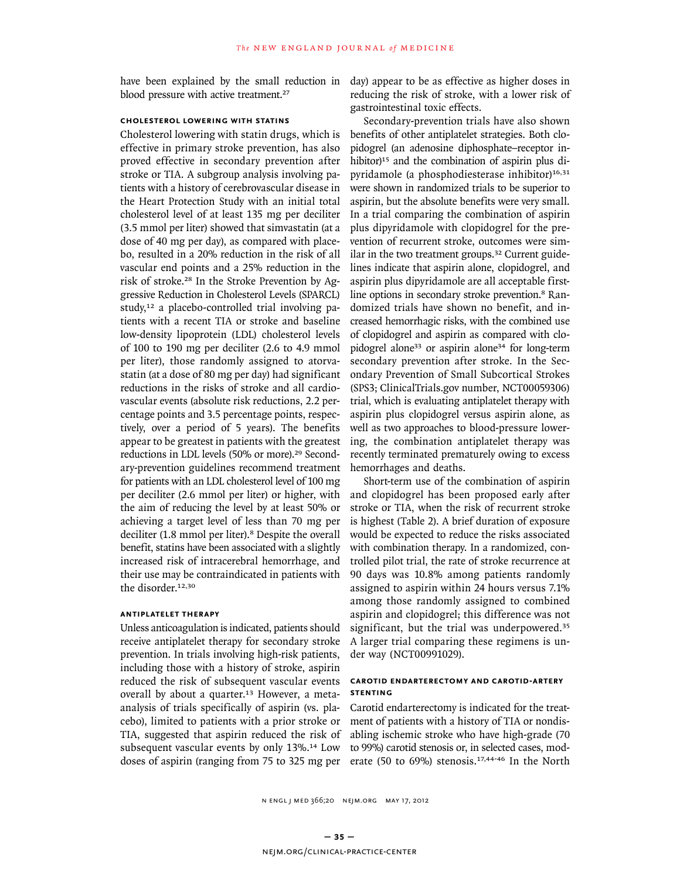have been explained by the small reduction in blood pressure with active treatment.[27]

### Cholesterol Lowering with Statins

Cholesterol lowering with statin drugs, which is effective in primary stroke prevention, has also proved effective in secondary prevention after stroke or TIA. A subgroup analysis involving patients with a history of cerebrovascular disease in the Heart Protection Study with an initial total cholesterol level of at least 135 mg per deciliter (3.5 mmol per liter) showed that simvastatin (at a dose of 40 mg per day), as compared with placebo, resulted in a 20% reduction in the risk of all vascular end points and a 25% reduction in the risk of stroke.[28] In the Stroke Prevention by Aggressive Reduction in Cholesterol Levels (SPARCL) study,[12] a placebo-controlled trial involving patients with a recent TIA or stroke and baseline low-density lipoprotein (LDL) cholesterol levels of 100 to 190 mg per deciliter (2.6 to 4.9 mmol per liter), those randomly assigned to atorvastatin (at a dose of 80 mg per day) had significant reductions in the risks of stroke and all cardiovascular events (absolute risk reductions, 2.2 percentage points and 3.5 percentage points, respectively, over a period of 5 years). The benefits appear to be greatest in patients with the greatest reductions in LDL levels (50% or more).[29] Secondary-prevention guidelines recommend treatment for patients with an LDL cholesterol level of 100 mg per deciliter (2.6 mmol per liter) or higher, with the aim of reducing the level by at least 50% or achieving a target level of less than 70 mg per deciliter (1.8 mmol per liter).[8] Despite the overall benefit, statins have been associated with a slightly increased risk of intracerebral hemorrhage, and their use may be contraindicated in patients with the disorder.[12,30]

### Antiplatelet Therapy

Unless anticoagulation is indicated, patients should receive antiplatelet therapy for secondary stroke prevention. In trials involving high-risk patients, including those with a history of stroke, aspirin reduced the risk of subsequent vascular events overall by about a quarter.[13] However, a meta-analysis of trials specifically of aspirin (vs. placebo), limited to patients with a prior stroke or TIA, suggested that aspirin reduced the risk of subsequent vascular events by only 13%.[14] Low doses of aspirin (ranging from 75 to 325 mg per day) appear to be as effective as higher doses in reducing the risk of stroke, with a lower risk of gastrointestinal toxic effects.

Secondary-prevention trials have also shown benefits of other antiplatelet strategies. Both clopidogrel (an adenosine diphosphate–receptor inhibitor)[15] and the combination of aspirin plus dipyridamole (a phosphodiesterase inhibitor)[16,31] were shown in randomized trials to be superior to aspirin, but the absolute benefits were very small. In a trial comparing the combination of aspirin plus dipyridamole with clopidogrel for the prevention of recurrent stroke, outcomes were similar in the two treatment groups.[32] Current guidelines indicate that aspirin alone, clopidogrel, and aspirin plus dipyridamole are all acceptable first-line options in secondary stroke prevention.[8] Randomized trials have shown no benefit, and increased hemorrhagic risks, with the combined use of clopidogrel and aspirin as compared with clopidogrel alone[33] or aspirin alone[34] for long-term secondary prevention after stroke. In the Secondary Prevention of Small Subcortical Strokes (SPS3; ClinicalTrials.gov number, NCT00059306) trial, which is evaluating antiplatelet therapy with aspirin plus clopidogrel versus aspirin alone, as well as two approaches to blood-pressure lowering, the combination antiplatelet therapy was recently terminated prematurely owing to excess hemorrhages and deaths.

Short-term use of the combination of aspirin and clopidogrel has been proposed early after stroke or TIA, when the risk of recurrent stroke is highest (Table 2). A brief duration of exposure would be expected to reduce the risks associated with combination therapy. In a randomized, controlled pilot trial, the rate of stroke recurrence at 90 days was 10.8% among patients randomly assigned to aspirin within 24 hours versus 7.1% among those randomly assigned to combined aspirin and clopidogrel; this difference was not significant, but the trial was underpowered.[35] A larger trial comparing these regimens is under way (NCT00991029).

### Carotid Endarterectomy and Carotid-Artery Stenting

Carotid endarterectomy is indicated for the treatment of patients with a history of TIA or nondisabling ischemic stroke who have high-grade (70 to 99%) carotid stenosis or, in selected cases, moderate (50 to 69%) stenosis.[17,44-46] In the North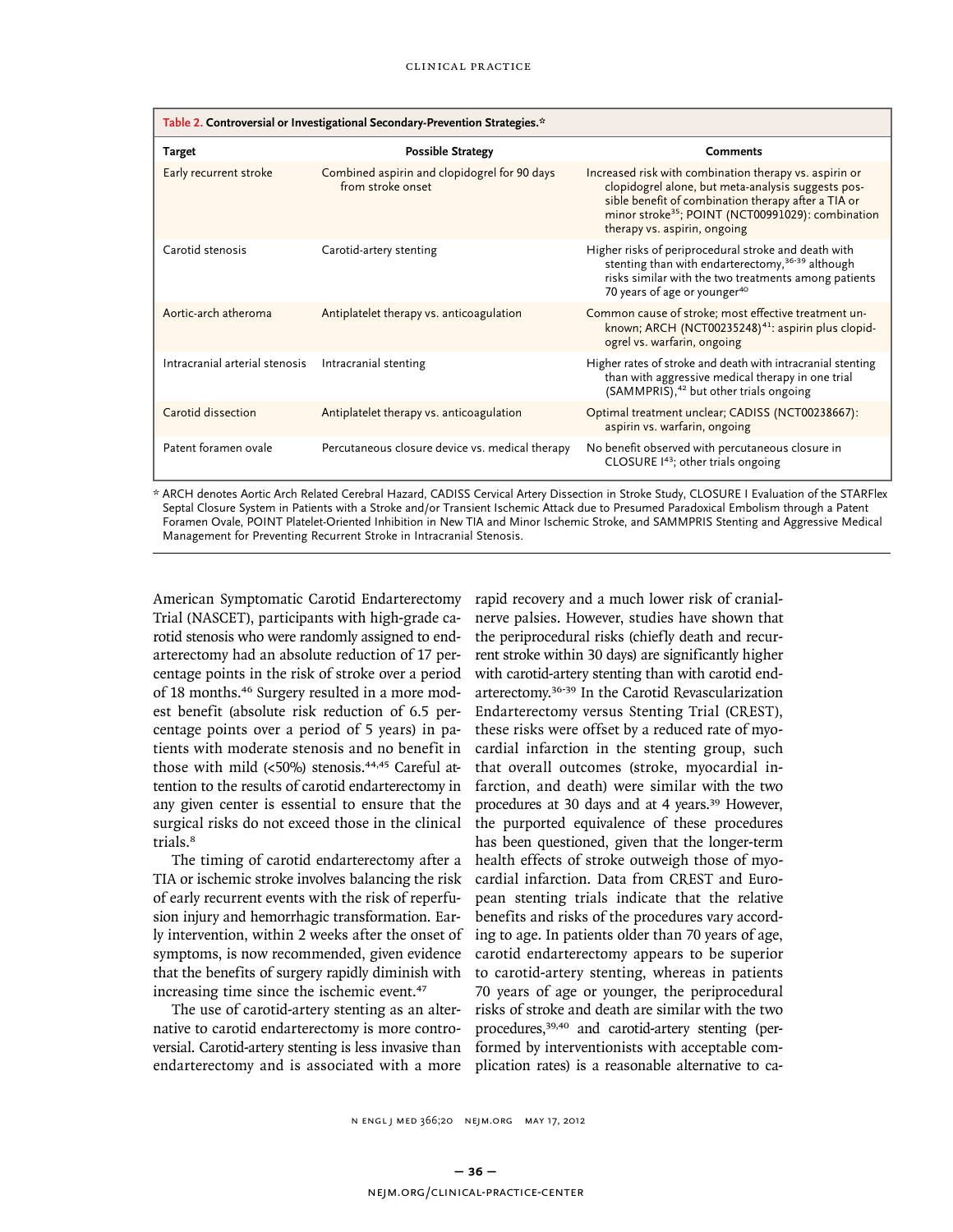**Table 2. Controversial or Investigational Secondary-Prevention Strategies.***

| Target | Possible Strategy | Comments |
|---|---|---|
| Early recurrent stroke | Combined aspirin and clopidogrel for 90 days from stroke onset | Increased risk with combination therapy vs. aspirin or clopidogrel alone, but meta-analysis suggests possible benefit of combination therapy after a TIA or minor stroke[35]; POINT (NCT00991029): combination therapy vs. aspirin, ongoing |
| Carotid stenosis | Carotid-artery stenting | Higher risks of periprocedural stroke and death with stenting than with endarterectomy,[36-39] although risks similar with the two treatments among patients 70 years of age or younger[40] |
| Aortic-arch atheroma | Antiplatelet therapy vs. anticoagulation | Common cause of stroke; most effective treatment unknown; ARCH (NCT00235248)[41]: aspirin plus clopidogrel vs. warfarin, ongoing |
| Intracranial arterial stenosis | Intracranial stenting | Higher rates of stroke and death with intracranial stenting than with aggressive medical therapy in one trial (SAMMPRIS),[42] but other trials ongoing |
| Carotid dissection | Antiplatelet therapy vs. anticoagulation | Optimal treatment unclear; CADISS (NCT00238667): aspirin vs. warfarin, ongoing |
| Patent foramen ovale | Percutaneous closure device vs. medical therapy | No benefit observed with percutaneous closure in CLOSURE I[43]; other trials ongoing |

\* ARCH denotes Aortic Arch Related Cerebral Hazard, CADISS Cervical Artery Dissection in Stroke Study, CLOSURE I Evaluation of the STARFlex Septal Closure System in Patients with a Stroke and/or Transient Ischemic Attack due to Presumed Paradoxical Embolism through a Patent Foramen Ovale, POINT Platelet-Oriented Inhibition in New TIA and Minor Ischemic Stroke, and SAMMPRIS Stenting and Aggressive Medical Management for Preventing Recurrent Stroke in Intracranial Stenosis.

American Symptomatic Carotid Endarterectomy Trial (NASCET), participants with high-grade carotid stenosis who were randomly assigned to endarterectomy had an absolute reduction of 17 percentage points in the risk of stroke over a period of 18 months.[46] Surgery resulted in a more modest benefit (absolute risk reduction of 6.5 percentage points over a period of 5 years) in patients with moderate stenosis and no benefit in those with mild (<50%) stenosis.[44,45] Careful attention to the results of carotid endarterectomy in any given center is essential to ensure that the surgical risks do not exceed those in the clinical trials.[8]

The timing of carotid endarterectomy after a TIA or ischemic stroke involves balancing the risk of early recurrent events with the risk of reperfusion injury and hemorrhagic transformation. Early intervention, within 2 weeks after the onset of symptoms, is now recommended, given evidence that the benefits of surgery rapidly diminish with increasing time since the ischemic event.[47]

The use of carotid-artery stenting as an alternative to carotid endarterectomy is more controversial. Carotid-artery stenting is less invasive than endarterectomy and is associated with a more rapid recovery and a much lower risk of cranial-nerve palsies. However, studies have shown that the periprocedural risks (chiefly death and recurrent stroke within 30 days) are significantly higher with carotid-artery stenting than with carotid endarterectomy.[36-39] In the Carotid Revascularization Endarterectomy versus Stenting Trial (CREST), these risks were offset by a reduced rate of myocardial infarction in the stenting group, such that overall outcomes (stroke, myocardial infarction, and death) were similar with the two procedures at 30 days and at 4 years.[39] However, the purported equivalence of these procedures has been questioned, given that the longer-term health effects of stroke outweigh those of myocardial infarction. Data from CREST and European stenting trials indicate that the relative benefits and risks of the procedures vary according to age. In patients older than 70 years of age, carotid endarterectomy appears to be superior to carotid-artery stenting, whereas in patients 70 years of age or younger, the periprocedural risks of stroke and death are similar with the two procedures,[39,40] and carotid-artery stenting (performed by interventionists with acceptable complication rates) is a reasonable alternative to ca-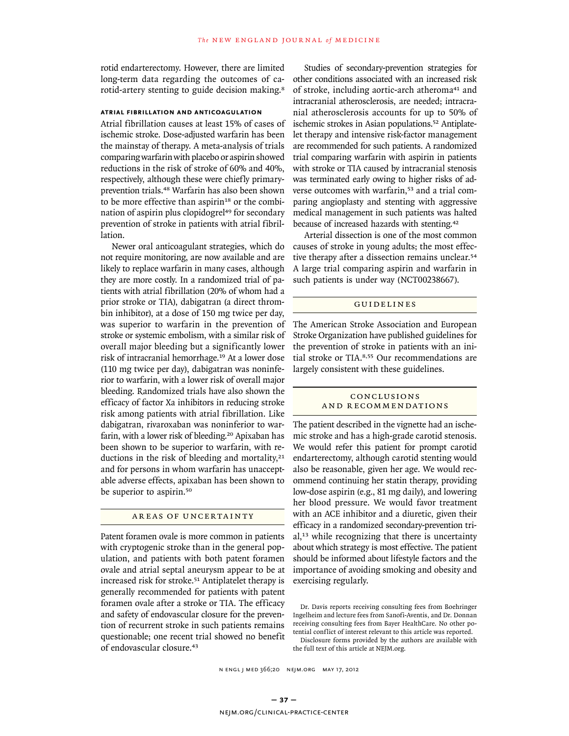rotid endarterectomy. However, there are limited long-term data regarding the outcomes of carotid-artery stenting to guide decision making.[8]

#### ATRIAL FIBRILLATION AND ANTICOAGULATION

Atrial fibrillation causes at least 15% of cases of ischemic stroke. Dose-adjusted warfarin has been the mainstay of therapy. A meta-analysis of trials comparing warfarin with placebo or aspirin showed reductions in the risk of stroke of 60% and 40%, respectively, although these were chiefly primary-prevention trials.[48] Warfarin has also been shown to be more effective than aspirin[18] or the combination of aspirin plus clopidogrel[49] for secondary prevention of stroke in patients with atrial fibrillation.

Newer oral anticoagulant strategies, which do not require monitoring, are now available and are likely to replace warfarin in many cases, although they are more costly. In a randomized trial of patients with atrial fibrillation (20% of whom had a prior stroke or TIA), dabigatran (a direct thrombin inhibitor), at a dose of 150 mg twice per day, was superior to warfarin in the prevention of stroke or systemic embolism, with a similar risk of overall major bleeding but a significantly lower risk of intracranial hemorrhage.[19] At a lower dose (110 mg twice per day), dabigatran was noninferior to warfarin, with a lower risk of overall major bleeding. Randomized trials have also shown the efficacy of factor Xa inhibitors in reducing stroke risk among patients with atrial fibrillation. Like dabigatran, rivaroxaban was noninferior to warfarin, with a lower risk of bleeding.[20] Apixaban has been shown to be superior to warfarin, with reductions in the risk of bleeding and mortality,[21] and for persons in whom warfarin has unacceptable adverse effects, apixaban has been shown to be superior to aspirin.[50]

## AREAS OF UNCERTAINTY

Patent foramen ovale is more common in patients with cryptogenic stroke than in the general population, and patients with both patent foramen ovale and atrial septal aneurysm appear to be at increased risk for stroke.[51] Antiplatelet therapy is generally recommended for patients with patent foramen ovale after a stroke or TIA. The efficacy and safety of endovascular closure for the prevention of recurrent stroke in such patients remains questionable; one recent trial showed no benefit of endovascular closure.[43]

Studies of secondary-prevention strategies for other conditions associated with an increased risk of stroke, including aortic-arch atheroma[41] and intracranial atherosclerosis, are needed; intracranial atherosclerosis accounts for up to 50% of ischemic strokes in Asian populations.[52] Antiplatelet therapy and intensive risk-factor management are recommended for such patients. A randomized trial comparing warfarin with aspirin in patients with stroke or TIA caused by intracranial stenosis was terminated early owing to higher risks of adverse outcomes with warfarin,[53] and a trial comparing angioplasty and stenting with aggressive medical management in such patients was halted because of increased hazards with stenting.[42]

Arterial dissection is one of the most common causes of stroke in young adults; the most effective therapy after a dissection remains unclear.[54] A large trial comparing aspirin and warfarin in such patients is under way (NCT00238667).

## GUIDELINES

The American Stroke Association and European Stroke Organization have published guidelines for the prevention of stroke in patients with an initial stroke or TIA.[8,55] Our recommendations are largely consistent with these guidelines.

## CONCLUSIONS AND RECOMMENDATIONS

The patient described in the vignette had an ischemic stroke and has a high-grade carotid stenosis. We would refer this patient for prompt carotid endarterectomy, although carotid stenting would also be reasonable, given her age. We would recommend continuing her statin therapy, providing low-dose aspirin (e.g., 81 mg daily), and lowering her blood pressure. We would favor treatment with an ACE inhibitor and a diuretic, given their efficacy in a randomized secondary-prevention trial,[13] while recognizing that there is uncertainty about which strategy is most effective. The patient should be informed about lifestyle factors and the importance of avoiding smoking and obesity and exercising regularly.

Dr. Davis reports receiving consulting fees from Boehringer Ingelheim and lecture fees from Sanofi-Aventis, and Dr. Donnan receiving consulting fees from Bayer HealthCare. No other potential conflict of interest relevant to this article was reported.

Disclosure forms provided by the authors are available with the full text of this article at NEJM.org.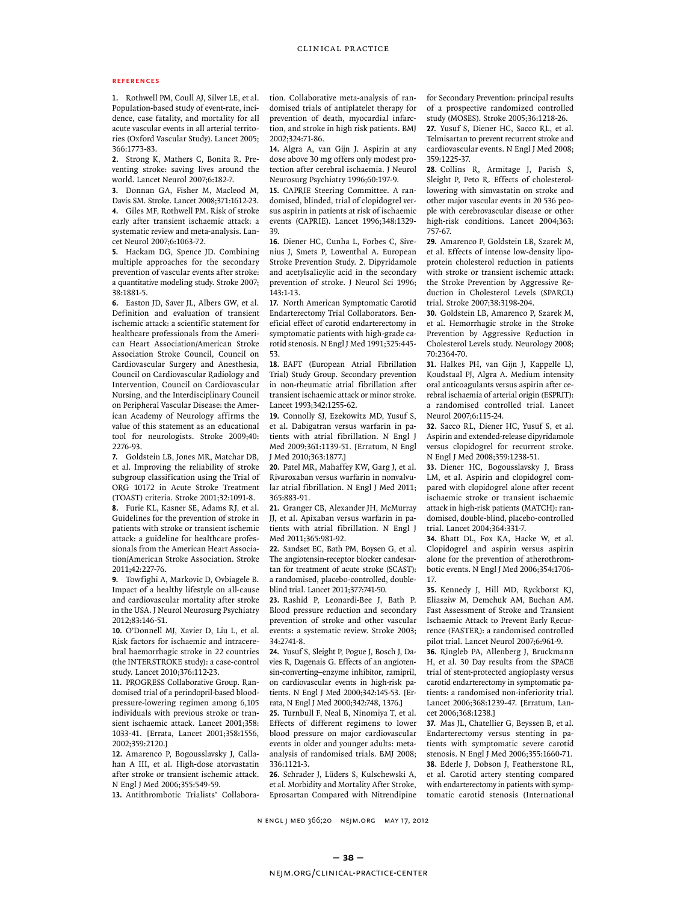## REFERENCES

1. Rothwell PM, Coull AJ, Silver LE, et al. Population-based study of event-rate, incidence, case fatality, and mortality for all acute vascular events in all arterial territories (Oxford Vascular Study). Lancet 2005; 366:1773-83.

2. Strong K, Mathers C, Bonita R. Preventing stroke: saving lives around the world. Lancet Neurol 2007;6:182-7.

3. Donnan GA, Fisher M, Macleod M, Davis SM. Stroke. Lancet 2008;371:1612-23.

4. Giles MF, Rothwell PM. Risk of stroke early after transient ischaemic attack: a systematic review and meta-analysis. Lancet Neurol 2007;6:1063-72.

5. Hackam DG, Spence JD. Combining multiple approaches for the secondary prevention of vascular events after stroke: a quantitative modeling study. Stroke 2007; 38:1881-5.

6. Easton JD, Saver JL, Albers GW, et al. Definition and evaluation of transient ischemic attack: a scientific statement for healthcare professionals from the American Heart Association/American Stroke Association Stroke Council, Council on Cardiovascular Surgery and Anesthesia, Council on Cardiovascular Radiology and Intervention, Council on Cardiovascular Nursing, and the Interdisciplinary Council on Peripheral Vascular Disease: the American Academy of Neurology affirms the value of this statement as an educational tool for neurologists. Stroke 2009;40: 2276-93.

7. Goldstein LB, Jones MR, Matchar DB, et al. Improving the reliability of stroke subgroup classification using the Trial of ORG 10172 in Acute Stroke Treatment (TOAST) criteria. Stroke 2001;32:1091-8.

8. Furie KL, Kasner SE, Adams RJ, et al. Guidelines for the prevention of stroke in patients with stroke or transient ischemic attack: a guideline for healthcare professionals from the American Heart Association/American Stroke Association. Stroke 2011;42:227-76.

9. Towfighi A, Markovic D, Ovbiagele B. Impact of a healthy lifestyle on all-cause and cardiovascular mortality after stroke in the USA. J Neurol Neurosurg Psychiatry 2012;83:146-51.

10. O'Donnell MJ, Xavier D, Liu L, et al. Risk factors for ischaemic and intracerebral haemorrhagic stroke in 22 countries (the INTERSTROKE study): a case-control study. Lancet 2010;376:112-23.

11. PROGRESS Collaborative Group. Randomised trial of a perindopril-based blood-pressure-lowering regimen among 6,105 individuals with previous stroke or transient ischaemic attack. Lancet 2001;358: 1033-41. [Errata, Lancet 2001;358:1556, 2002;359:2120.]

12. Amarenco P, Bogousslavsky J, Callahan A III, et al. High-dose atorvastatin after stroke or transient ischemic attack. N Engl J Med 2006;355:549-59.

13. Antithrombotic Trialists' Collaboration. Collaborative meta-analysis of randomised trials of antiplatelet therapy for prevention of death, myocardial infarction, and stroke in high risk patients. BMJ 2002;324:71-86.

14. Algra A, van Gijn J. Aspirin at any dose above 30 mg offers only modest protection after cerebral ischaemia. J Neurol Neurosurg Psychiatry 1996;60:197-9.

15. CAPRIE Steering Committee. A randomised, blinded, trial of clopidogrel versus aspirin in patients at risk of ischaemic events (CAPRIE). Lancet 1996;348:1329-39.

16. Diener HC, Cunha L, Forbes C, Sivenius J, Smets P, Lowenthal A. European Stroke Prevention Study. 2. Dipyridamole and acetylsalicylic acid in the secondary prevention of stroke. J Neurol Sci 1996; 143:1-13.

17. North American Symptomatic Carotid Endarterectomy Trial Collaborators. Beneficial effect of carotid endarterectomy in symptomatic patients with high-grade carotid stenosis. N Engl J Med 1991;325:445-53.

18. EAFT (European Atrial Fibrillation Trial) Study Group. Secondary prevention in non-rheumatic atrial fibrillation after transient ischaemic attack or minor stroke. Lancet 1993;342:1255-62.

19. Connolly SJ, Ezekowitz MD, Yusuf S, et al. Dabigatran versus warfarin in patients with atrial fibrillation. N Engl J Med 2009;361:1139-51. [Erratum, N Engl J Med 2010;363:1877.]

20. Patel MR, Mahaffey KW, Garg J, et al. Rivaroxaban versus warfarin in nonvalvular atrial fibrillation. N Engl J Med 2011; 365:883-91.

21. Granger CB, Alexander JH, McMurray JJ, et al. Apixaban versus warfarin in patients with atrial fibrillation. N Engl J Med 2011;365:981-92.

22. Sandset EC, Bath PM, Boysen G, et al. The angiotensin-receptor blocker candesartan for treatment of acute stroke (SCAST): a randomised, placebo-controlled, double-blind trial. Lancet 2011;377:741-50.

23. Rashid P, Leonardi-Bee J, Bath P. Blood pressure reduction and secondary prevention of stroke and other vascular events: a systematic review. Stroke 2003; 34:2741-8.

24. Yusuf S, Sleight P, Pogue J, Bosch J, Davies R, Dagenais G. Effects of an angiotensin-converting–enzyme inhibitor, ramipril, on cardiovascular events in high-risk patients. N Engl J Med 2000;342:145-53. [Errata, N Engl J Med 2000;342:748, 1376.]

25. Turnbull F, Neal B, Ninomiya T, et al. Effects of different regimens to lower blood pressure on major cardiovascular events in older and younger adults: meta-analysis of randomised trials. BMJ 2008; 336:1121-3.

26. Schrader J, Lüders S, Kulschewski A, et al. Morbidity and Mortality After Stroke, Eprosartan Compared with Nitrendipine for Secondary Prevention: principal results of a prospective randomized controlled study (MOSES). Stroke 2005;36:1218-26.

27. Yusuf S, Diener HC, Sacco RL, et al. Telmisartan to prevent recurrent stroke and cardiovascular events. N Engl J Med 2008; 359:1225-37.

28. Collins R, Armitage J, Parish S, Sleight P, Peto R. Effects of cholesterol-lowering with simvastatin on stroke and other major vascular events in 20 536 people with cerebrovascular disease or other high-risk conditions. Lancet 2004;363: 757-67.

29. Amarenco P, Goldstein LB, Szarek M, et al. Effects of intense low-density lipoprotein cholesterol reduction in patients with stroke or transient ischemic attack: the Stroke Prevention by Aggressive Reduction in Cholesterol Levels (SPARCL) trial. Stroke 2007;38:3198-204.

30. Goldstein LB, Amarenco P, Szarek M, et al. Hemorrhagic stroke in the Stroke Prevention by Aggressive Reduction in Cholesterol Levels study. Neurology 2008; 70:2364-70.

31. Halkes PH, van Gijn J, Kappelle LJ, Koudstaal PJ, Algra A. Medium intensity oral anticoagulants versus aspirin after cerebral ischaemia of arterial origin (ESPRIT): a randomised controlled trial. Lancet Neurol 2007;6:115-24.

32. Sacco RL, Diener HC, Yusuf S, et al. Aspirin and extended-release dipyridamole versus clopidogrel for recurrent stroke. N Engl J Med 2008;359:1238-51.

33. Diener HC, Bogousslavsky J, Brass LM, et al. Aspirin and clopidogrel compared with clopidogrel alone after recent ischaemic stroke or transient ischaemic attack in high-risk patients (MATCH): randomised, double-blind, placebo-controlled trial. Lancet 2004;364:331-7.

34. Bhatt DL, Fox KA, Hacke W, et al. Clopidogrel and aspirin versus aspirin alone for the prevention of atherothrombotic events. N Engl J Med 2006;354:1706-17.

35. Kennedy J, Hill MD, Ryckborst KJ, Eliasziw M, Demchuk AM, Buchan AM. Fast Assessment of Stroke and Transient Ischaemic Attack to Prevent Early Recurrence (FASTER): a randomised controlled pilot trial. Lancet Neurol 2007;6:961-9.

36. Ringleb PA, Allenberg J, Bruckmann H, et al. 30 Day results from the SPACE trial of stent-protected angioplasty versus carotid endarterectomy in symptomatic patients: a randomised non-inferiority trial. Lancet 2006;368:1239-47. [Erratum, Lancet 2006;368:1238.]

37. Mas JL, Chatellier G, Beyssen B, et al. Endarterectomy versus stenting in patients with symptomatic severe carotid stenosis. N Engl J Med 2006;355:1660-71.

38. Ederle J, Dobson J, Featherstone RL, et al. Carotid artery stenting compared with endarterectomy in patients with symptomatic carotid stenosis (International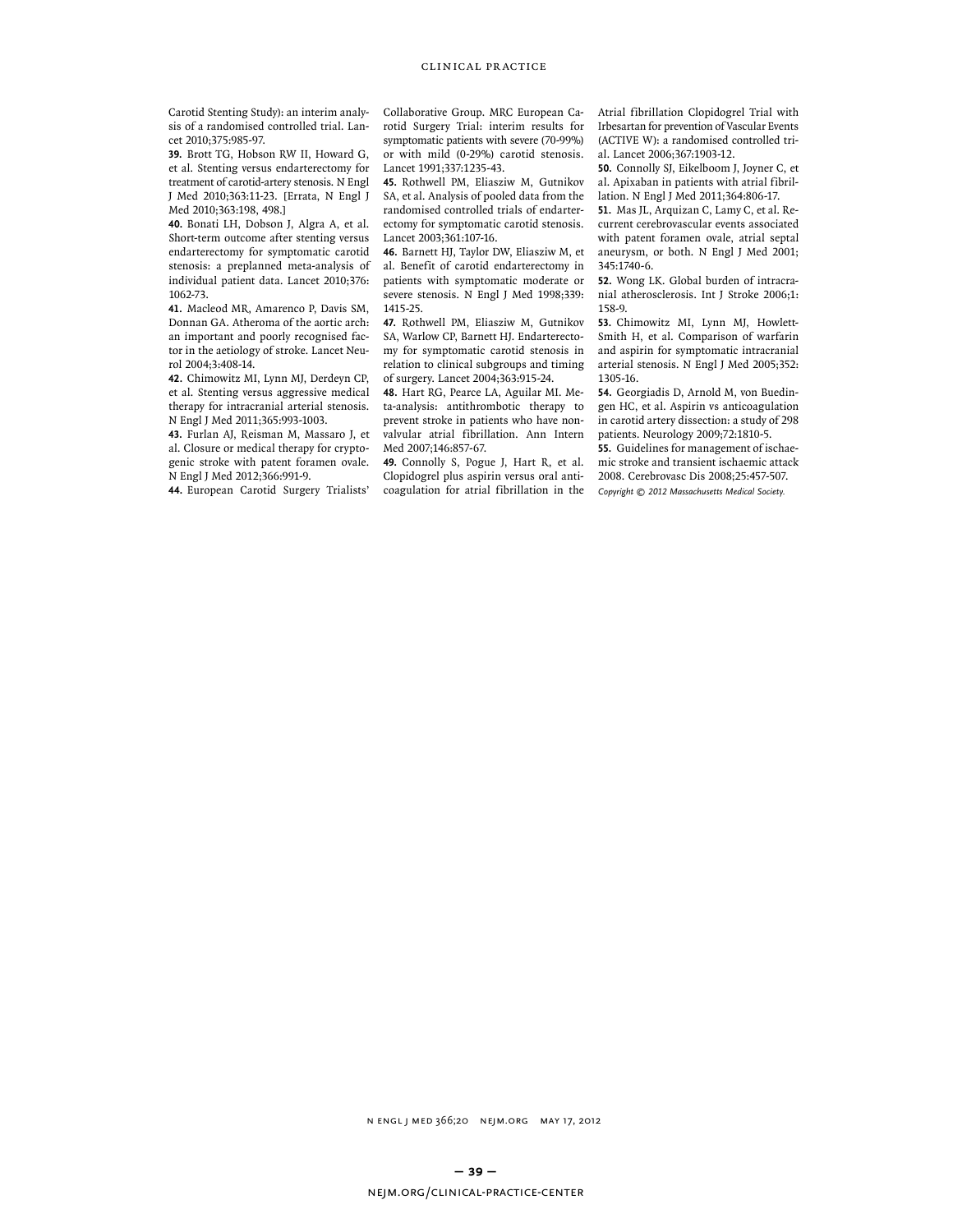Carotid Stenting Study): an interim analysis of a randomised controlled trial. Lancet 2010;375:985-97.

**39.** Brott TG, Hobson RW II, Howard G, et al. Stenting versus endarterectomy for treatment of carotid-artery stenosis. N Engl J Med 2010;363:11-23. [Errata, N Engl J Med 2010;363:198, 498.]

**40.** Bonati LH, Dobson J, Algra A, et al. Short-term outcome after stenting versus endarterectomy for symptomatic carotid stenosis: a preplanned meta-analysis of individual patient data. Lancet 2010;376:1062-73.

**41.** Macleod MR, Amarenco P, Davis SM, Donnan GA. Atheroma of the aortic arch: an important and poorly recognised factor in the aetiology of stroke. Lancet Neurol 2004;3:408-14.

**42.** Chimowitz MI, Lynn MJ, Derdeyn CP, et al. Stenting versus aggressive medical therapy for intracranial arterial stenosis. N Engl J Med 2011;365:993-1003.

**43.** Furlan AJ, Reisman M, Massaro J, et al. Closure or medical therapy for cryptogenic stroke with patent foramen ovale. N Engl J Med 2012;366:991-9.

**44.** European Carotid Surgery Trialists' Collaborative Group. MRC European Carotid Surgery Trial: interim results for symptomatic patients with severe (70-99%) or with mild (0-29%) carotid stenosis. Lancet 1991;337:1235-43.

**45.** Rothwell PM, Eliasziw M, Gutnikov SA, et al. Analysis of pooled data from the randomised controlled trials of endarterectomy for symptomatic carotid stenosis. Lancet 2003;361:107-16.

**46.** Barnett HJ, Taylor DW, Eliasziw M, et al. Benefit of carotid endarterectomy in patients with symptomatic moderate or severe stenosis. N Engl J Med 1998;339:1415-25.

**47.** Rothwell PM, Eliasziw M, Gutnikov SA, Warlow CP, Barnett HJ. Endarterectomy for symptomatic carotid stenosis in relation to clinical subgroups and timing of surgery. Lancet 2004;363:915-24.

**48.** Hart RG, Pearce LA, Aguilar MI. Meta-analysis: antithrombotic therapy to prevent stroke in patients who have nonvalvular atrial fibrillation. Ann Intern Med 2007;146:857-67.

**49.** Connolly S, Pogue J, Hart R, et al. Clopidogrel plus aspirin versus oral anticoagulation for atrial fibrillation in the Atrial fibrillation Clopidogrel Trial with Irbesartan for prevention of Vascular Events (ACTIVE W): a randomised controlled trial. Lancet 2006;367:1903-12.

**50.** Connolly SJ, Eikelboom J, Joyner C, et al. Apixaban in patients with atrial fibrillation. N Engl J Med 2011;364:806-17.

**51.** Mas JL, Arquizan C, Lamy C, et al. Recurrent cerebrovascular events associated with patent foramen ovale, atrial septal aneurysm, or both. N Engl J Med 2001;345:1740-6.

**52.** Wong LK. Global burden of intracranial atherosclerosis. Int J Stroke 2006;1:158-9.

**53.** Chimowitz MI, Lynn MJ, Howlett-Smith H, et al. Comparison of warfarin and aspirin for symptomatic intracranial arterial stenosis. N Engl J Med 2005;352:1305-16.

**54.** Georgiadis D, Arnold M, von Buedingen HC, et al. Aspirin vs anticoagulation in carotid artery dissection: a study of 298 patients. Neurology 2009;72:1810-5.

**55.** Guidelines for management of ischaemic stroke and transient ischaemic attack 2008. Cerebrovasc Dis 2008;25:457-507.

*Copyright © 2012 Massachusetts Medical Society.*